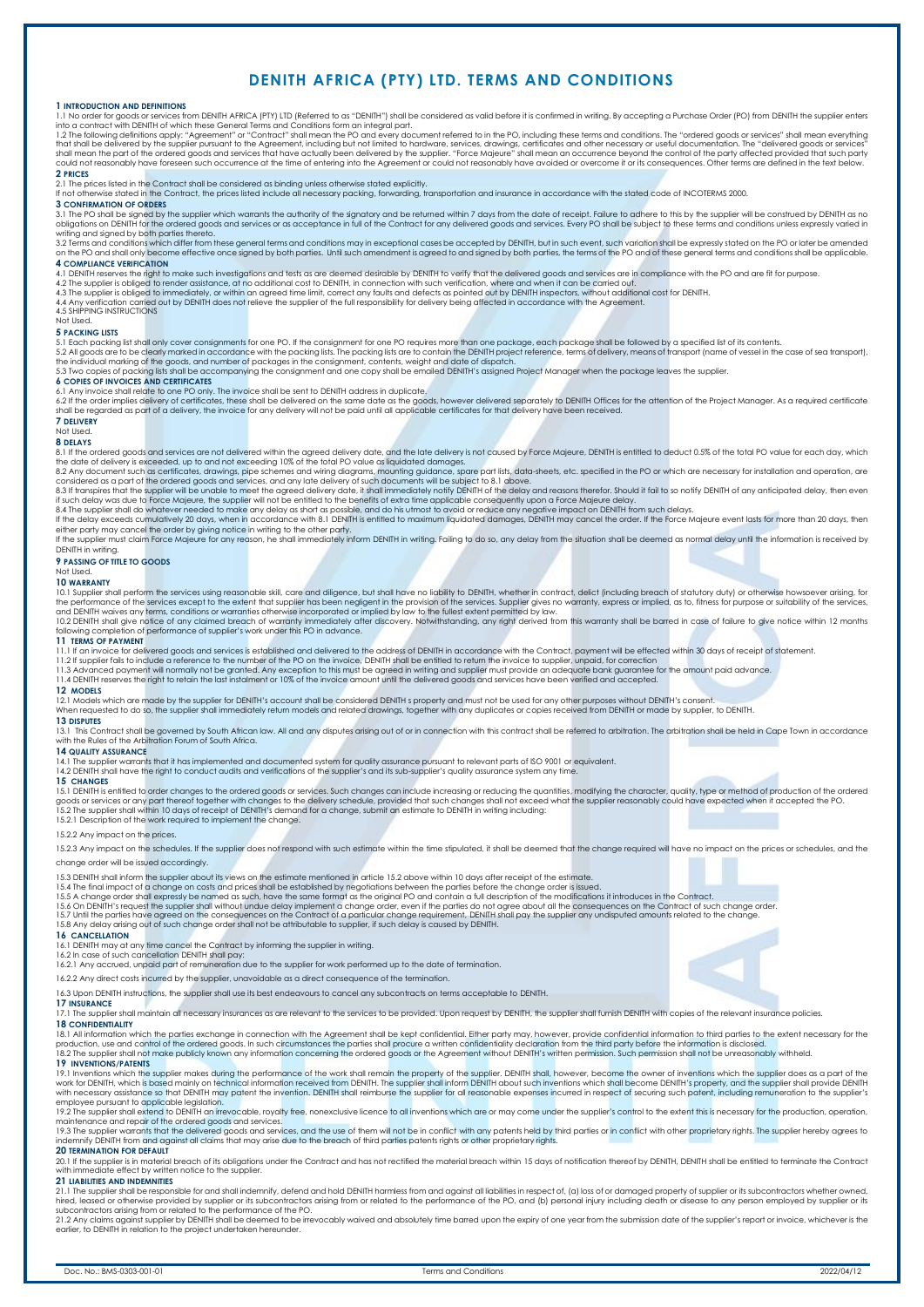# DENITH AFRICA (PTY) LTD. TERMS AND CONDITIONS

## 1 INTRODUCTION AND DEFINITIONS

1.1 No order for goods or services from DENITH AFRICA (PTY) LTD (Referred to as "DENITH") shall be considered as valid before it is confirmed in writing. By accepting a Purchase Order (PO) from DENITH the supplier enters into a contract with DENITH of which these General Terms and Conditions form an integral part.

1.2 The following definitions apply: "Agreement" or "Contract" shall mean the PO and every document referred to in the PO, including these terms and conditions. The "ordered goods or services" shall mean everything that shall be delivered by the supplier pursuant to the Agreement, including but not limited to hardware, services, drawings, certificates and other necessary or useful documentation. The "delivered goods or services" shall mean the part of the ordered goods and services that have actually been delivered by the supplier. "Force Majeure" shall mean an occurrence beyond the control of the party affected provided that such party could not reasonably have foreseen such occurrence at the time of entering into the Agreement or could not reasonably have avoided or overcome it or its consequences. Other terms are defined in the text below.

## 2 PRICES

2.1 The prices listed in the Contract shall be considered as binding unless otherwise stated explicitly.

If not otherwise stated in the Contract, the prices listed include all necessary packing, forwarding, transportation and insurance in accordance with the stated code of INCOTERMS 2000.

## 3 CONFIRMATION OF ORDERS

3.1 The PO shall be signed by the supplier which warrants the authority of the signatory and be returned within 7 days from the date of receipt. Failure to adhere to this by the supplier will be construed by DENITH as no obligations on DENITH for the ordered goods and services or as acceptance in full of the Contract for any delivered goods and services. Every PO shall be subject to these terms and conditions unless expressly varied in writing and signed by both parties thereto.

3.2 Terms and conditions which differ from these general terms and conditions may in exceptional cases be accepted by DENITH, but in such event, such variation shall be expressly stated on the PO or later be amended on the PO and shall only become effective once signed by both parties. Until such amendment is agreed to and signed by both parties, the terms of the PO and of these general terms and conditions shall be applicable.

## 4 COMPLIANCE VERIFICATION

4.1 DENITH reserves the right to make such investigations and tests as are deemed desirable by DENITH to verify that the delivered goods and services are in compliance with the PO and are fit for purpose.

4.2 The supplier is obliged to render assistance, at no additional cost to DENITH, in connection with such verification, where and when it can be carried out.

4.3 The supplier is obliged to immediately, or within an agreed time limit, correct any faults and defects as pointed out by DENITH inspectors, without additional cost for DENITH.

4.4 Any verification carried out by DENITH does not relieve the supplier of the full responsibility for delivery being affected in accordance with the Agreement.

4.5 SHIPPING INSTRUCTIONS

Not Used.

## 5 PACKING LISTS

5.1 Each packing list shall only cover consignments for one PO. If the consignment for one PO requires more than one package, each package shall be followed by a specified list of its contents.

5.2 All goods are to be clearly marked in accordance with the packing lists. The packing lists are to contain the DENITH project reference, terms of delivery, means of transport (name of vessel in the case of sea transport), the individual marking of the goods, and number of packages in the consignment, contents, weight and date of dispatch.

5.3 Two copies of packing lists shall be accompanying the consignment and one copy shall be emailed DENITH's assigned Project Manager when the package leaves the supplier.

## 6 COPIES OF INVOICES AND CERTIFICATES

6.1 Any invoice shall relate to one PO only. The invoice shall be sent to DENITH address in duplicate.

6.2 If the order implies delivery of certificates, these shall be delivered on the same date as the goods, however delivered separately to DENITH Offices for the attention of the Project Manager. As a required certificate shall be regarded as part of a delivery, the invoice for any delivery will not be paid until all applicable certificates for that delivery have been received.

## 7 DELIVERY

Not Used.

## 8 DELAYS

8.1 If the ordered goods and services are not delivered within the agreed delivery date, and the late delivery is not caused by Force Majeure, DENITH is entitled to deduct 0.5% of the total PO value for each day, which the date of delivery is exceeded, up to and not exceeding 10% of the total PO value as liquidated damages.

8.2 Any document such as certificates, drawings, pipe schemes and wiring diagrams, mounting guidance, spare part lists, data-sheets, etc. specified in the PO or which are necessary for installation and operation, are considered as a part of the ordered goods and services, and any late delivery of such documents will be subject to 8.1 above.

8.3 If transpires that the supplier will be unable to meet the agreed delivery date, it shall immediately notify DENITH of the delay and reasons therefor. Should it fail to so notify DENITH of any anticipated delay, then even if such delay was due to Force Majeure, the supplier will not be entitled to the benefits of extra time applicable consequently upon a Force Majeure delay.

8.4 The supplier shall do whatever needed to make any delay as short as possible, and do his utmost to avoid or reduce any negative impact on DENITH from such delays.

If the delay exceeds cumulatively 20 days, when in accordance with 8.1 DENITH is entitled to maximum liquidated damages, DENITH may cancel the order. If the Force Majeure event lasts for more than 20 days, then either party may cancel the order by giving notice in writing to the other party.

If the supplier must claim Force Majeure for any reason, he shall immediately inform DENITH in writing. Failing to do so, any delay from the situation shall be deemed as normal delay until the information is received by DENITH in writing.

## 9 PASSING OF TITLE TO GOODS

Not Used.

## 10 WARRANTY

10.1 Supplier shall perform the services using reasonable skill, care and diligence, but shall have no liability to DENITH, whether in contract, delict (including breach of statutory duty) or otherwise howsoever arising, for the performance of the services except to the extent that supplier has been negligent in the provision of the services. Supplier gives no warranty, express or implied, as to, fitness for purpose or suitability of the services, and DENITH waives any terms, conditions or warranties otherwise incorporated or implied by law to the fullest extent permitted by law.

10.2 DENITH shall give notice of any claimed breach of warranty immediately after discovery. Notwithstanding, any right derived from this warranty shall be barred in case of failure to give notice within 12 months following completion of performance of supplier's work under this PO in advance.

## 11 TERMS OF PAYMENT

11.1 If an invoice for delivered goods and services is established and delivered to the address of DENITH in accordance with the Contract, payment will be effected within 30 days of receipt of statement.

11.2 If supplier fails to include a reference to the number of the PO on the invoice, DENITH shall be entitled to return the invoice to supplier, unpaid, for correction

11.3 Advanced payment will normally not be granted. Any exception to this must be agreed in writing and supplier must provide an adequate bank guarantee for the amount paid advance.

11.4 DENITH reserves the right to retain the last instalment or 10% of the invoice amount until the delivered goods and services have been verified and accepted.

## 12 MODELS

12.1 Models which are made by the supplier for DENITH's account shall be considered DENITH s property and must not be used for any other purposes without DENITH's consent.

When requested to do so, the supplier shall immediately return models and related drawings, together with any duplicates or copies received from DENITH or made by supplier, to DENITH.

## 13 DISPUTES

13.1 This Contract shall be governed by South African law. All and any disputes arising out of or in connection with this contract shall be referred to arbitration. The arbitration shall be held in Cape Town in accordance with the Rules of the Arbitration Forum of South Africa.

## 14 QUALITY ASSURANCE

14.1 The supplier warrants that it has implemented and documented system for quality assurance pursuant to relevant parts of ISO 9001 or equivalent.

14.2 DENITH shall have the right to conduct audits and verifications of the supplier's and its sub-supplier's quality assurance system any time.

## 15 CHANGES

15.1 DENITH is entitled to order changes to the ordered goods or services. Such changes can include increasing or reducing the quantities, modifying the character, quality, type or method of production of the ordered goods or services or any part thereof together with changes to the delivery schedule, provided that such changes shall not exceed what the supplier reasonably could have expected when it accepted the PO.

15.2 The supplier shall within 10 days of receipt of DENITH's demand for a change, submit an estimate to DENITH in writing including:

15.2.1 Description of the work required to implement the change.

15.2.2 Any impact on the prices.

15.2.3 Any impact on the schedules. If the supplier does not respond with such estimate within the time stipulated, it shall be deemed that the change required will have no impact on the prices or schedules, and the change order will be issued accordingly.

15.3 DENITH shall inform the supplier about its views on the estimate mentioned in article 15.2 above within 10 days after receipt of the estimate.

15.4 The final impact of a change on costs and prices shall be established by negotiations between the parties before the change order is issued.

15.5 A change order shall expressly be named as such, have the same format as the original PO and contain a full description of the modifications it introduces in the Contract.

15.6 On DENITH's request the supplier shall without undue delay implement a change order, even if the parties do not agree about all the consequences on the Contract of such change order.

15.7 Until the parties have agreed on the consequences on the Contract of a particular change requirement, DENITH shall pay the supplier any undisputed amounts related to the change.

15.8 Any delay arising out of such change order shall not be attributable to supplier, if such delay is caused by DENITH.

## 16 CANCELLATION

16.1 DENITH may at any time cancel the Contract by informing the supplier in writing.

16.2 In case of such cancellation DENITH shall pay:

16.2.1 Any accrued, unpaid part of remuneration due to the supplier for work performed up to the date of termination.

16.2.2 Any direct costs incurred by the supplier, unavoidable as a direct consequence of the termination.

16.3 Upon DENITH instructions, the supplier shall use its best endeavours to cancel any subcontracts on terms acceptable to DENITH.

## 17 INSURANCE

17.1 The supplier shall maintain all necessary insurances as are relevant to the services to be provided. Upon request by DENITH, the supplier shall furnish DENITH with copies of the relevant insurance policies.

## 18 CONFIDENTIALITY

18.1 All information which the parties exchange in connection with the Agreement shall be kept confidential. Either party may, however, provide confidential information to third parties to the extent necessary for the production, use and control of the ordered goods. In such circumstances the parties shall procure a written confidentiality declaration from the third party before the information is disclosed.

18.2 The supplier shall not make publicly known any information concerning the ordered goods or the Agreement without DENITH's written permission. Such permission shall not be unreasonably withheld.

## 19 INVENTIONS/PATENTS

19.1 Inventions which the supplier makes during the performance of the work shall remain the property of the supplier. DENITH shall, however, become the owner of inventions which the supplier does as a part of the work for DENITH, which is based mainly on technical information received from DENITH. The supplier shall inform DENITH about such inventions which shall become DENITH's property, and the supplier shall provide DENITH with necessary assistance so that DENITH may patent the invention. DENITH shall reimburse the supplier for all reasonable expenses incurred in respect of securing such patent, including remuneration to the supplier's employee pursuant to applicable legislation.

19.2 The supplier shall extend to DENITH an irrevocable, royalty free, nonexclusive licence to all inventions which are or may come under the supplier's control to the extent this is necessary for the production, operation, maintenance and repair of the ordered goods and services.

19.3 The supplier warrants that the delivered goods and services, and the use of them will not be in conflict with any patents held by third parties or in conflict with other proprietary rights. The supplier hereby agrees to indemnify DENITH from and against all claims that may arise due to the breach of third parties patents rights or other proprietary rights.

## 20 TERMINATION FOR DEFAULT

20.1 If the supplier is in material breach of its obligations under the Contract and has not rectified the material breach within 15 days of notification thereof by DENITH, DENITH shall be entitled to terminate the Contract with immediate effect by written notice to the supplier.

## 21 LIABILITIES AND INDEMNITIES

21.1 The supplier shall be responsible for and shall indemnify, defend and hold DENITH harmless from and against all liabilities in respect of, (a) loss of or damaged property of supplier or its subcontractors whether owned, hired, leased or otherwise provided by supplier or its subcontractors arising from or related to the performance of the PO, and (b) personal injury including death or disease to any person employed by supplier or its subcontractors arising from or related to the performance of the PO.

21.2 Any claims against supplier by DENITH shall be deemed to be irrevocably waived and absolutely time barred upon the expiry of one year from the submission date of the supplier's report or invoice, whichever is the earlier, to DENITH in relation to the project undertaken hereunder.

Doc. No.: BMS-0303-001-01 Terms and Conditions 2022/04/12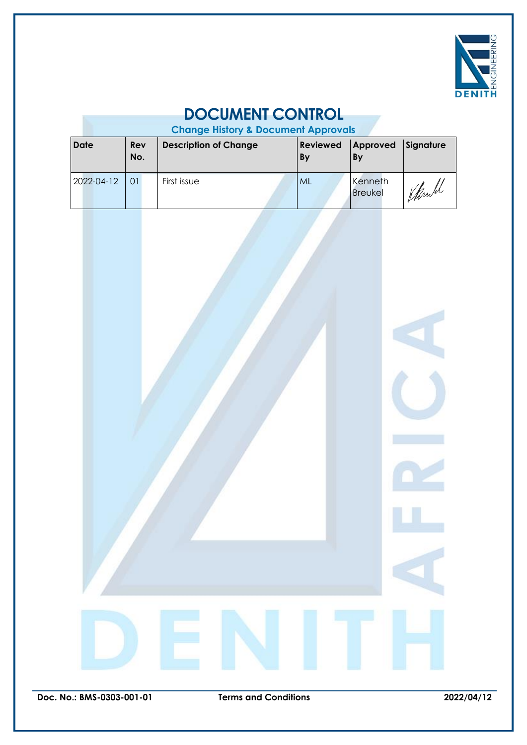# DOCUMENT CONTROL

## Change History & Document Approvals

| Date | Rev No. | Description of Change | Reviewed By | Approved By | Signature |
|---|---|---|---|---|---|
| 2022-04-12 | 01 | First issue | ML | Kenneth Breukel | |